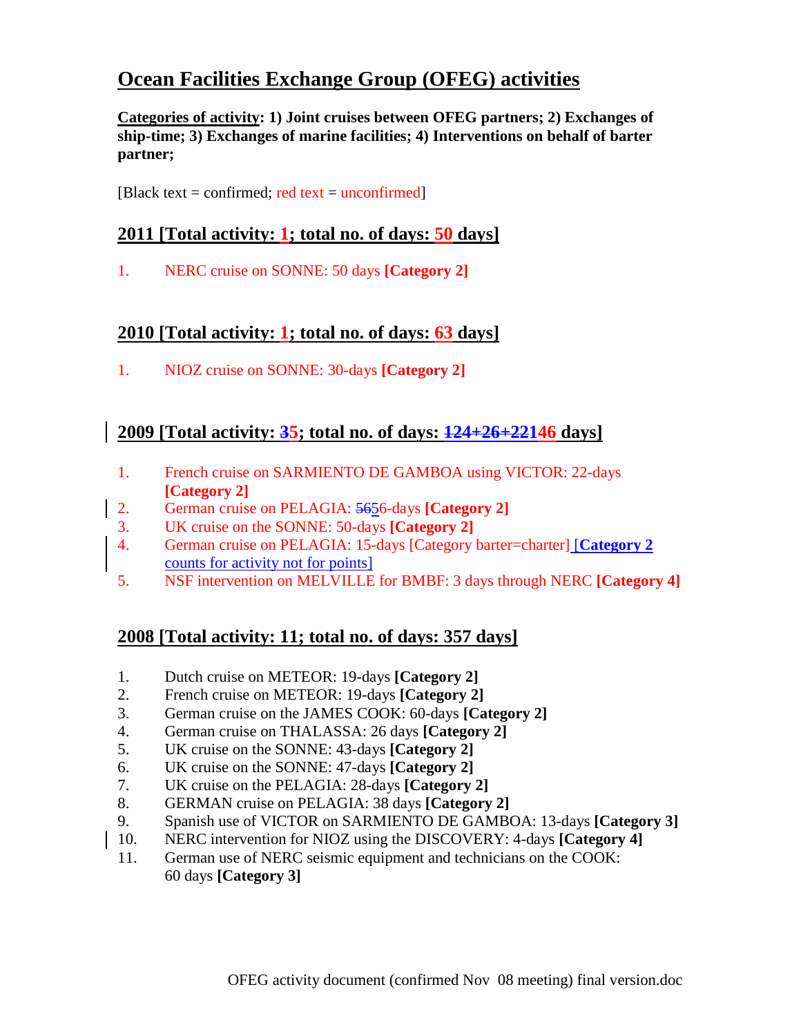# Ocean Facilities Exchange Group (OFEG) activities

**Categories of activity: 1) Joint cruises between OFEG partners; 2) Exchanges of ship-time; 3) Exchanges of marine facilities; 4) Interventions on behalf of barter partner;**

[Black text = confirmed; red text = unconfirmed]

## 2011 [Total activity: 1; total no. of days: 50 days]

1. NERC cruise on SONNE: 50 days **[Category 2]**

## 2010 [Total activity: 1; total no. of days: 63 days]

1. NIOZ cruise on SONNE: 30-days **[Category 2]**

## 2009 [Total activity: ~~3~~5; total no. of days: ~~124+26+22~~146 days]

1. French cruise on SARMIENTO DE GAMBOA using VICTOR: 22-days **[Category 2]**
2. German cruise on PELAGIA: ~~56~~56-days **[Category 2]**
3. UK cruise on the SONNE: 50-days **[Category 2]**
4. German cruise on PELAGIA: 15-days [Category barter=charter] **[Category 2** counts for activity not for points]
5. NSF intervention on MELVILLE for BMBF: 3 days through NERC **[Category 4]**

## 2008 [Total activity: 11; total no. of days: 357 days]

1. Dutch cruise on METEOR: 19-days **[Category 2]**
2. French cruise on METEOR: 19-days **[Category 2]**
3. German cruise on the JAMES COOK: 60-days **[Category 2]**
4. German cruise on THALASSA: 26 days **[Category 2]**
5. UK cruise on the SONNE: 43-days **[Category 2]**
6. UK cruise on the SONNE: 47-days **[Category 2]**
7. UK cruise on the PELAGIA: 28-days **[Category 2]**
8. GERMAN cruise on PELAGIA: 38 days **[Category 2]**
9. Spanish use of VICTOR on SARMIENTO DE GAMBOA: 13-days **[Category 3]**
10. NERC intervention for NIOZ using the DISCOVERY: 4-days **[Category 4]**
11. German use of NERC seismic equipment and technicians on the COOK: 60 days **[Category 3]**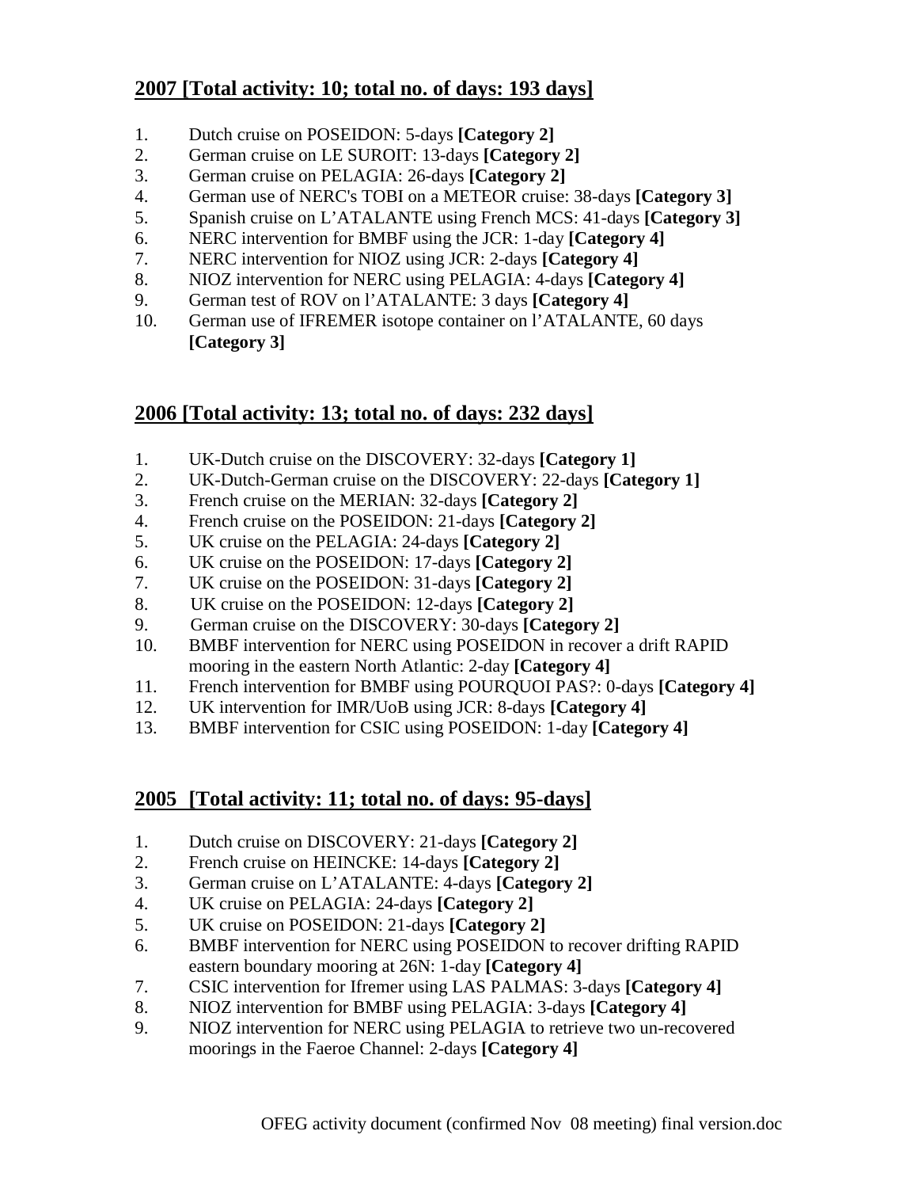## 2007 [Total activity: 10; total no. of days: 193 days]

1. Dutch cruise on POSEIDON: 5-days **[Category 2]**
2. German cruise on LE SUROIT: 13-days **[Category 2]**
3. German cruise on PELAGIA: 26-days **[Category 2]**
4. German use of NERC's TOBI on a METEOR cruise: 38-days **[Category 3]**
5. Spanish cruise on L'ATALANTE using French MCS: 41-days **[Category 3]**
6. NERC intervention for BMBF using the JCR: 1-day **[Category 4]**
7. NERC intervention for NIOZ using JCR: 2-days **[Category 4]**
8. NIOZ intervention for NERC using PELAGIA: 4-days **[Category 4]**
9. German test of ROV on l'ATALANTE: 3 days **[Category 4]**
10. German use of IFREMER isotope container on l'ATALANTE, 60 days **[Category 3]**

## 2006 [Total activity: 13; total no. of days: 232 days]

1. UK-Dutch cruise on the DISCOVERY: 32-days **[Category 1]**
2. UK-Dutch-German cruise on the DISCOVERY: 22-days **[Category 1]**
3. French cruise on the MERIAN: 32-days **[Category 2]**
4. French cruise on the POSEIDON: 21-days **[Category 2]**
5. UK cruise on the PELAGIA: 24-days **[Category 2]**
6. UK cruise on the POSEIDON: 17-days **[Category 2]**
7. UK cruise on the POSEIDON: 31-days **[Category 2]**
8. UK cruise on the POSEIDON: 12-days **[Category 2]**
9. German cruise on the DISCOVERY: 30-days **[Category 2]**
10. BMBF intervention for NERC using POSEIDON in recover a drift RAPID mooring in the eastern North Atlantic: 2-day **[Category 4]**
11. French intervention for BMBF using POURQUOI PAS?: 0-days **[Category 4]**
12. UK intervention for IMR/UoB using JCR: 8-days **[Category 4]**
13. BMBF intervention for CSIC using POSEIDON: 1-day **[Category 4]**

## 2005 [Total activity: 11; total no. of days: 95-days]

1. Dutch cruise on DISCOVERY: 21-days **[Category 2]**
2. French cruise on HEINCKE: 14-days **[Category 2]**
3. German cruise on L'ATALANTE: 4-days **[Category 2]**
4. UK cruise on PELAGIA: 24-days **[Category 2]**
5. UK cruise on POSEIDON: 21-days **[Category 2]**
6. BMBF intervention for NERC using POSEIDON to recover drifting RAPID eastern boundary mooring at 26N: 1-day **[Category 4]**
7. CSIC intervention for Ifremer using LAS PALMAS: 3-days **[Category 4]**
8. NIOZ intervention for BMBF using PELAGIA: 3-days **[Category 4]**
9. NIOZ intervention for NERC using PELAGIA to retrieve two un-recovered moorings in the Faeroe Channel: 2-days **[Category 4]**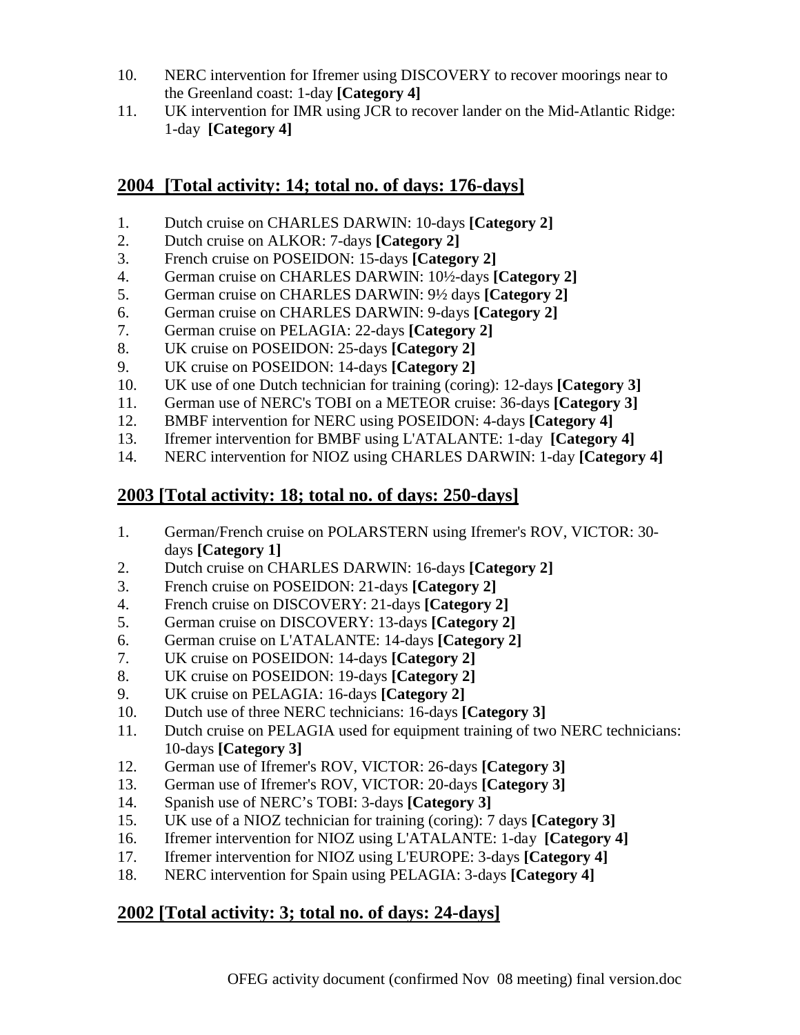10. NERC intervention for Ifremer using DISCOVERY to recover moorings near to the Greenland coast: 1-day **[Category 4]**
11. UK intervention for IMR using JCR to recover lander on the Mid-Atlantic Ridge: 1-day **[Category 4]**

## 2004 [Total activity: 14; total no. of days: 176-days]

1. Dutch cruise on CHARLES DARWIN: 10-days **[Category 2]**
2. Dutch cruise on ALKOR: 7-days **[Category 2]**
3. French cruise on POSEIDON: 15-days **[Category 2]**
4. German cruise on CHARLES DARWIN: 10½-days **[Category 2]**
5. German cruise on CHARLES DARWIN: 9½ days **[Category 2]**
6. German cruise on CHARLES DARWIN: 9-days **[Category 2]**
7. German cruise on PELAGIA: 22-days **[Category 2]**
8. UK cruise on POSEIDON: 25-days **[Category 2]**
9. UK cruise on POSEIDON: 14-days **[Category 2]**
10. UK use of one Dutch technician for training (coring): 12-days **[Category 3]**
11. German use of NERC's TOBI on a METEOR cruise: 36-days **[Category 3]**
12. BMBF intervention for NERC using POSEIDON: 4-days **[Category 4]**
13. Ifremer intervention for BMBF using L'ATALANTE: 1-day **[Category 4]**
14. NERC intervention for NIOZ using CHARLES DARWIN: 1-day **[Category 4]**

## 2003 [Total activity: 18; total no. of days: 250-days]

1. German/French cruise on POLARSTERN using Ifremer's ROV, VICTOR: 30-days **[Category 1]**
2. Dutch cruise on CHARLES DARWIN: 16-days **[Category 2]**
3. French cruise on POSEIDON: 21-days **[Category 2]**
4. French cruise on DISCOVERY: 21-days **[Category 2]**
5. German cruise on DISCOVERY: 13-days **[Category 2]**
6. German cruise on L'ATALANTE: 14-days **[Category 2]**
7. UK cruise on POSEIDON: 14-days **[Category 2]**
8. UK cruise on POSEIDON: 19-days **[Category 2]**
9. UK cruise on PELAGIA: 16-days **[Category 2]**
10. Dutch use of three NERC technicians: 16-days **[Category 3]**
11. Dutch cruise on PELAGIA used for equipment training of two NERC technicians: 10-days **[Category 3]**
12. German use of Ifremer's ROV, VICTOR: 26-days **[Category 3]**
13. German use of Ifremer's ROV, VICTOR: 20-days **[Category 3]**
14. Spanish use of NERC's TOBI: 3-days **[Category 3]**
15. UK use of a NIOZ technician for training (coring): 7 days **[Category 3]**
16. Ifremer intervention for NIOZ using L'ATALANTE: 1-day **[Category 4]**
17. Ifremer intervention for NIOZ using L'EUROPE: 3-days **[Category 4]**
18. NERC intervention for Spain using PELAGIA: 3-days **[Category 4]**

## 2002 [Total activity: 3; total no. of days: 24-days]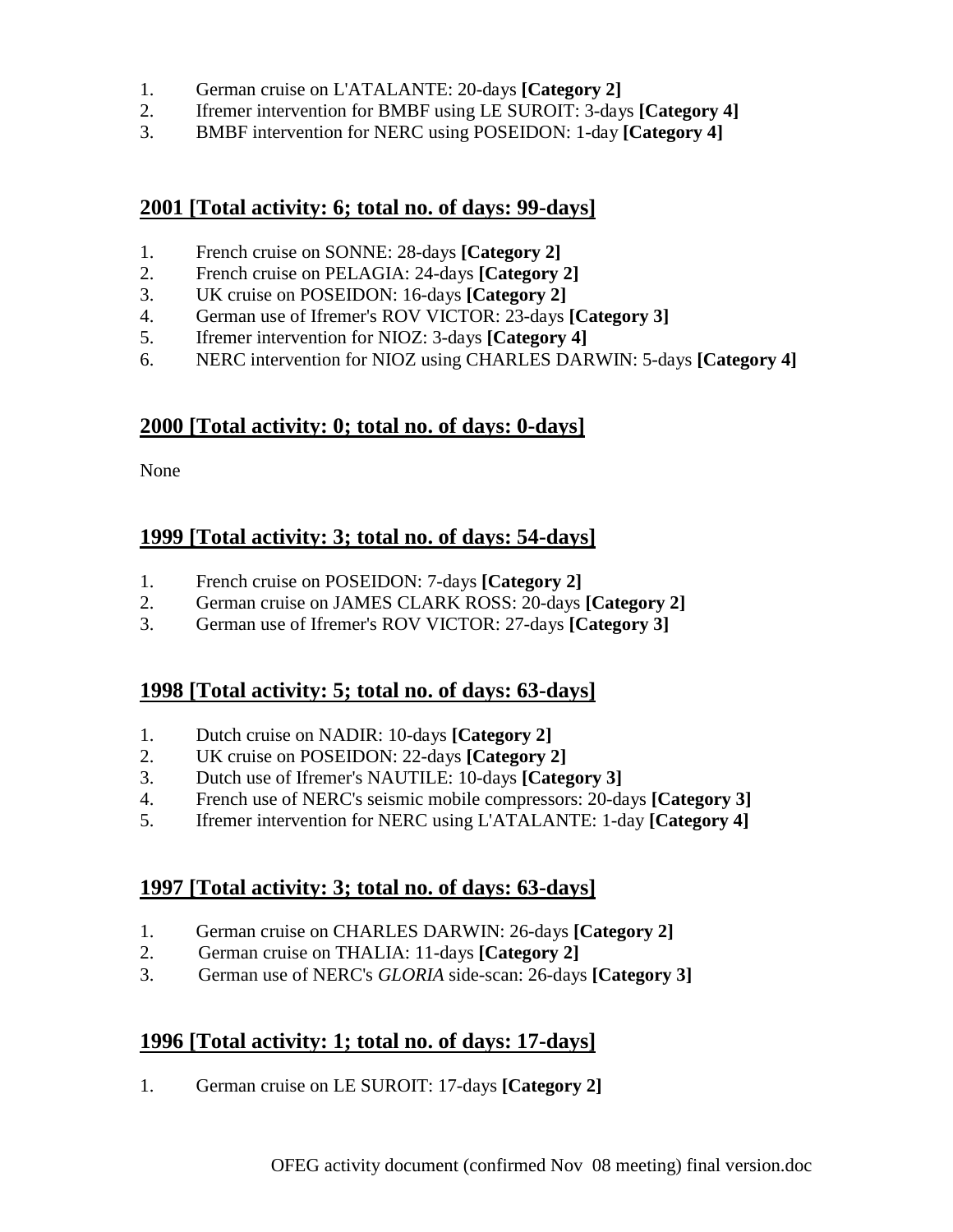1. German cruise on L'ATALANTE: 20-days **[Category 2]**
2. Ifremer intervention for BMBF using LE SUROIT: 3-days **[Category 4]**
3. BMBF intervention for NERC using POSEIDON: 1-day **[Category 4]**

## 2001 [Total activity: 6; total no. of days: 99-days]

1. French cruise on SONNE: 28-days **[Category 2]**
2. French cruise on PELAGIA: 24-days **[Category 2]**
3. UK cruise on POSEIDON: 16-days **[Category 2]**
4. German use of Ifremer's ROV VICTOR: 23-days **[Category 3]**
5. Ifremer intervention for NIOZ: 3-days **[Category 4]**
6. NERC intervention for NIOZ using CHARLES DARWIN: 5-days **[Category 4]**

## 2000 [Total activity: 0; total no. of days: 0-days]

None

## 1999 [Total activity: 3; total no. of days: 54-days]

1. French cruise on POSEIDON: 7-days **[Category 2]**
2. German cruise on JAMES CLARK ROSS: 20-days **[Category 2]**
3. German use of Ifremer's ROV VICTOR: 27-days **[Category 3]**

## 1998 [Total activity: 5; total no. of days: 63-days]

1. Dutch cruise on NADIR: 10-days **[Category 2]**
2. UK cruise on POSEIDON: 22-days **[Category 2]**
3. Dutch use of Ifremer's NAUTILE: 10-days **[Category 3]**
4. French use of NERC's seismic mobile compressors: 20-days **[Category 3]**
5. Ifremer intervention for NERC using L'ATALANTE: 1-day **[Category 4]**

## 1997 [Total activity: 3; total no. of days: 63-days]

1. German cruise on CHARLES DARWIN: 26-days **[Category 2]**
2. German cruise on THALIA: 11-days **[Category 2]**
3. German use of NERC's *GLORIA* side-scan: 26-days **[Category 3]**

## 1996 [Total activity: 1; total no. of days: 17-days]

1. German cruise on LE SUROIT: 17-days **[Category 2]**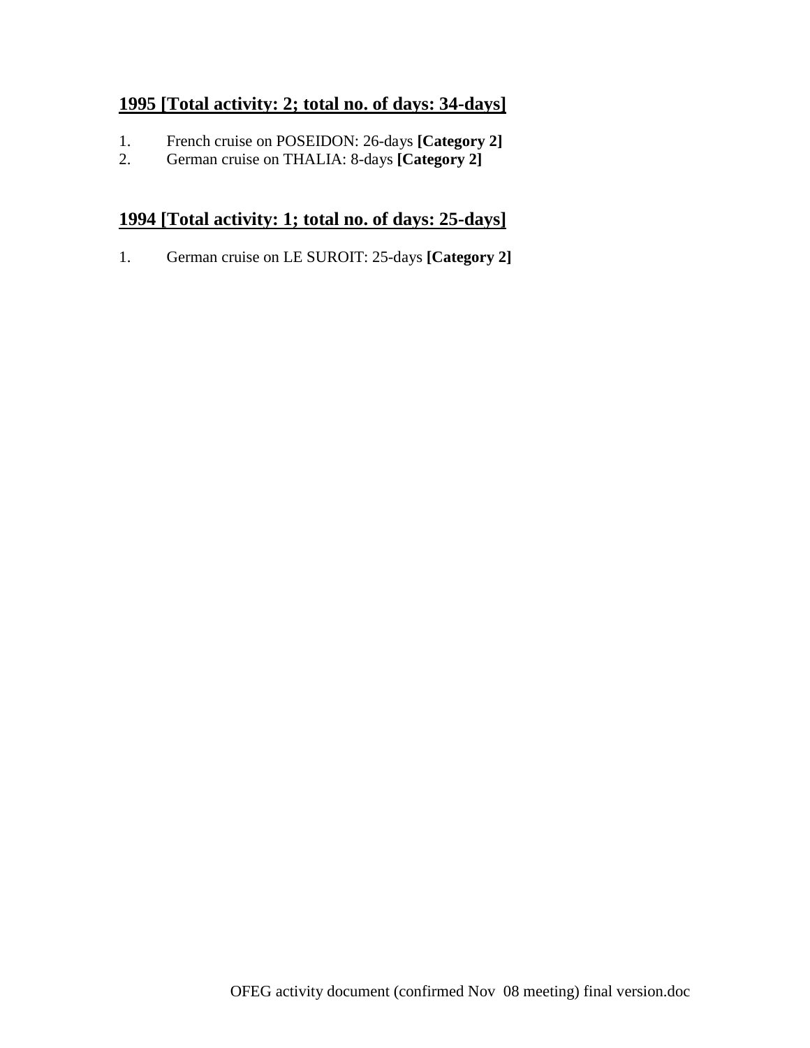## 1995 [Total activity: 2; total no. of days: 34-days]

1. French cruise on POSEIDON: 26-days **[Category 2]**
2. German cruise on THALIA: 8-days **[Category 2]**

## 1994 [Total activity: 1; total no. of days: 25-days]

1. German cruise on LE SUROIT: 25-days **[Category 2]**